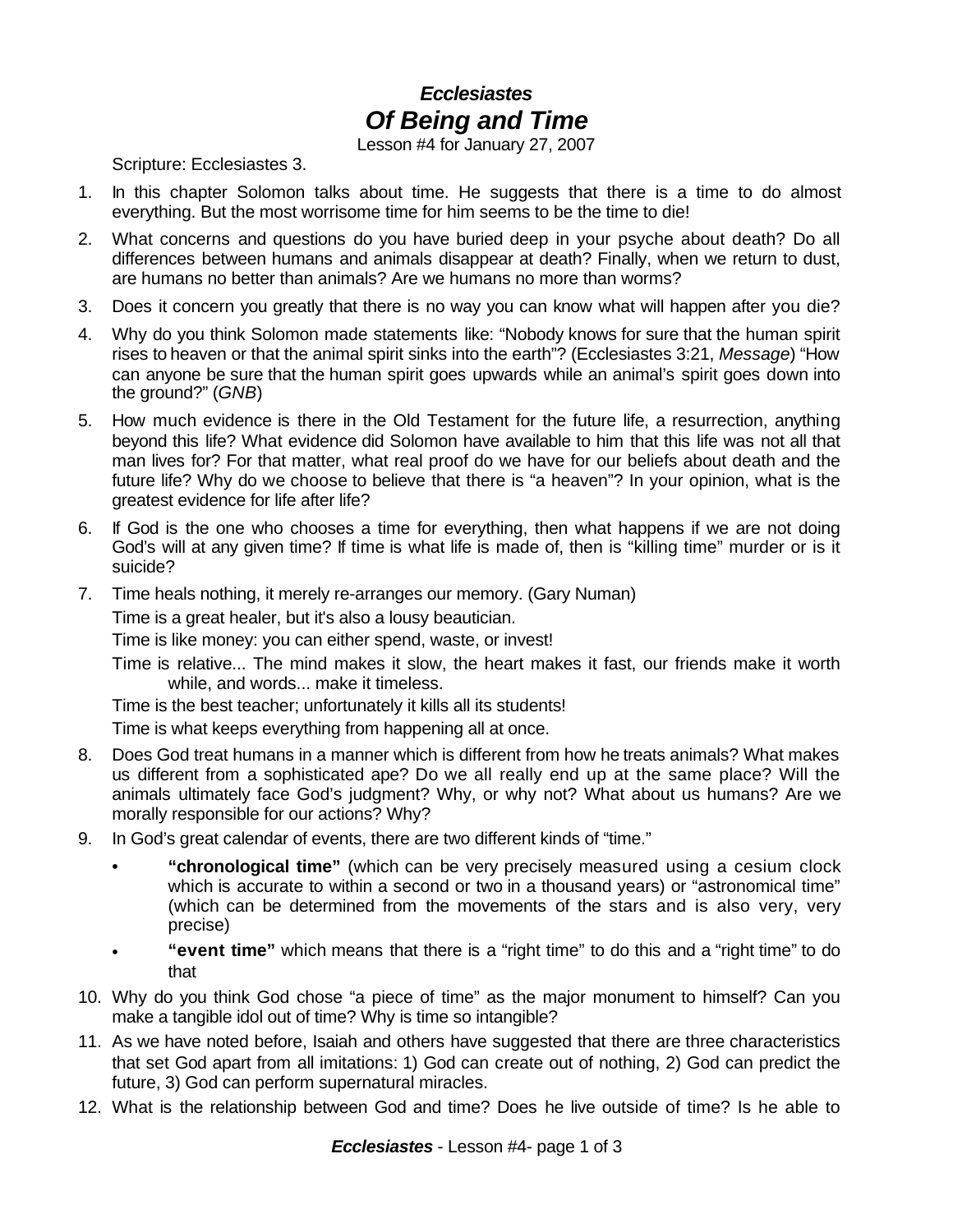# *Ecclesiastes*

# *Of Being and Time*

Lesson #4 for January 27, 2007

Scripture: Ecclesiastes 3.

1. In this chapter Solomon talks about time. He suggests that there is a time to do almost everything. But the most worrisome time for him seems to be the time to die!
2. What concerns and questions do you have buried deep in your psyche about death? Do all differences between humans and animals disappear at death? Finally, when we return to dust, are humans no better than animals? Are we humans no more than worms?
3. Does it concern you greatly that there is no way you can know what will happen after you die?
4. Why do you think Solomon made statements like: "Nobody knows for sure that the human spirit rises to heaven or that the animal spirit sinks into the earth"? (Ecclesiastes 3:21, *Message*) "How can anyone be sure that the human spirit goes upwards while an animal's spirit goes down into the ground?" (*GNB*)
5. How much evidence is there in the Old Testament for the future life, a resurrection, anything beyond this life? What evidence did Solomon have available to him that this life was not all that man lives for? For that matter, what real proof do we have for our beliefs about death and the future life? Why do we choose to believe that there is "a heaven"? In your opinion, what is the greatest evidence for life after life?
6. If God is the one who chooses a time for everything, then what happens if we are not doing God's will at any given time? If time is what life is made of, then is "killing time" murder or is it suicide?
7. Time heals nothing, it merely re-arranges our memory. (Gary Numan)

   Time is a great healer, but it's also a lousy beautician.

   Time is like money: you can either spend, waste, or invest!

   Time is relative... The mind makes it slow, the heart makes it fast, our friends make it worth while, and words... make it timeless.

   Time is the best teacher; unfortunately it kills all its students!

   Time is what keeps everything from happening all at once.
8. Does God treat humans in a manner which is different from how he treats animals? What makes us different from a sophisticated ape? Do we all really end up at the same place? Will the animals ultimately face God's judgment? Why, or why not? What about us humans? Are we morally responsible for our actions? Why?
9. In God's great calendar of events, there are two different kinds of "time."
   - **"chronological time"** (which can be very precisely measured using a cesium clock which is accurate to within a second or two in a thousand years) or "astronomical time" (which can be determined from the movements of the stars and is also very, very precise)
   - **"event time"** which means that there is a "right time" to do this and a "right time" to do that
10. Why do you think God chose "a piece of time" as the major monument to himself? Can you make a tangible idol out of time? Why is time so intangible?
11. As we have noted before, Isaiah and others have suggested that there are three characteristics that set God apart from all imitations: 1) God can create out of nothing, 2) God can predict the future, 3) God can perform supernatural miracles.
12. What is the relationship between God and time? Does he live outside of time? Is he able to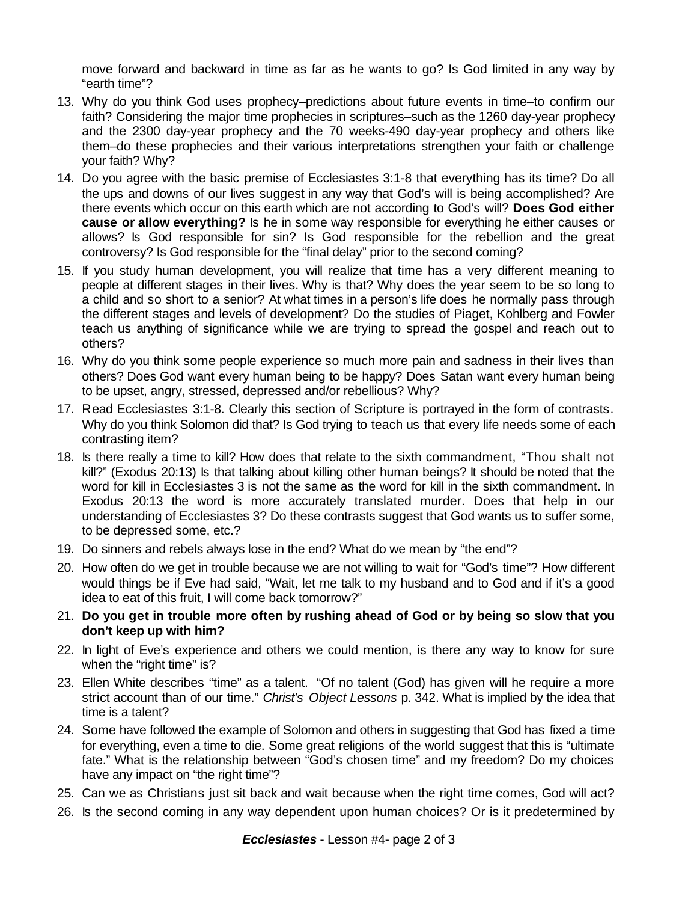move forward and backward in time as far as he wants to go? Is God limited in any way by "earth time"?

13. Why do you think God uses prophecy–predictions about future events in time–to confirm our faith? Considering the major time prophecies in scriptures–such as the 1260 day-year prophecy and the 2300 day-year prophecy and the 70 weeks-490 day-year prophecy and others like them–do these prophecies and their various interpretations strengthen your faith or challenge your faith? Why?
14. Do you agree with the basic premise of Ecclesiastes 3:1-8 that everything has its time? Do all the ups and downs of our lives suggest in any way that God's will is being accomplished? Are there events which occur on this earth which are not according to God's will? **Does God either cause or allow everything?** Is he in some way responsible for everything he either causes or allows? Is God responsible for sin? Is God responsible for the rebellion and the great controversy? Is God responsible for the "final delay" prior to the second coming?
15. If you study human development, you will realize that time has a very different meaning to people at different stages in their lives. Why is that? Why does the year seem to be so long to a child and so short to a senior? At what times in a person's life does he normally pass through the different stages and levels of development? Do the studies of Piaget, Kohlberg and Fowler teach us anything of significance while we are trying to spread the gospel and reach out to others?
16. Why do you think some people experience so much more pain and sadness in their lives than others? Does God want every human being to be happy? Does Satan want every human being to be upset, angry, stressed, depressed and/or rebellious? Why?
17. Read Ecclesiastes 3:1-8. Clearly this section of Scripture is portrayed in the form of contrasts. Why do you think Solomon did that? Is God trying to teach us that every life needs some of each contrasting item?
18. Is there really a time to kill? How does that relate to the sixth commandment, "Thou shalt not kill?" (Exodus 20:13) Is that talking about killing other human beings? It should be noted that the word for kill in Ecclesiastes 3 is not the same as the word for kill in the sixth commandment. In Exodus 20:13 the word is more accurately translated murder. Does that help in our understanding of Ecclesiastes 3? Do these contrasts suggest that God wants us to suffer some, to be depressed some, etc.?
19. Do sinners and rebels always lose in the end? What do we mean by "the end"?
20. How often do we get in trouble because we are not willing to wait for "God's time"? How different would things be if Eve had said, "Wait, let me talk to my husband and to God and if it's a good idea to eat of this fruit, I will come back tomorrow?"
21. **Do you get in trouble more often by rushing ahead of God or by being so slow that you don't keep up with him?**
22. In light of Eve's experience and others we could mention, is there any way to know for sure when the "right time" is?
23. Ellen White describes "time" as a talent. "Of no talent (God) has given will he require a more strict account than of our time." *Christ's Object Lessons* p. 342. What is implied by the idea that time is a talent?
24. Some have followed the example of Solomon and others in suggesting that God has fixed a time for everything, even a time to die. Some great religions of the world suggest that this is "ultimate fate." What is the relationship between "God's chosen time" and my freedom? Do my choices have any impact on "the right time"?
25. Can we as Christians just sit back and wait because when the right time comes, God will act?
26. Is the second coming in any way dependent upon human choices? Or is it predetermined by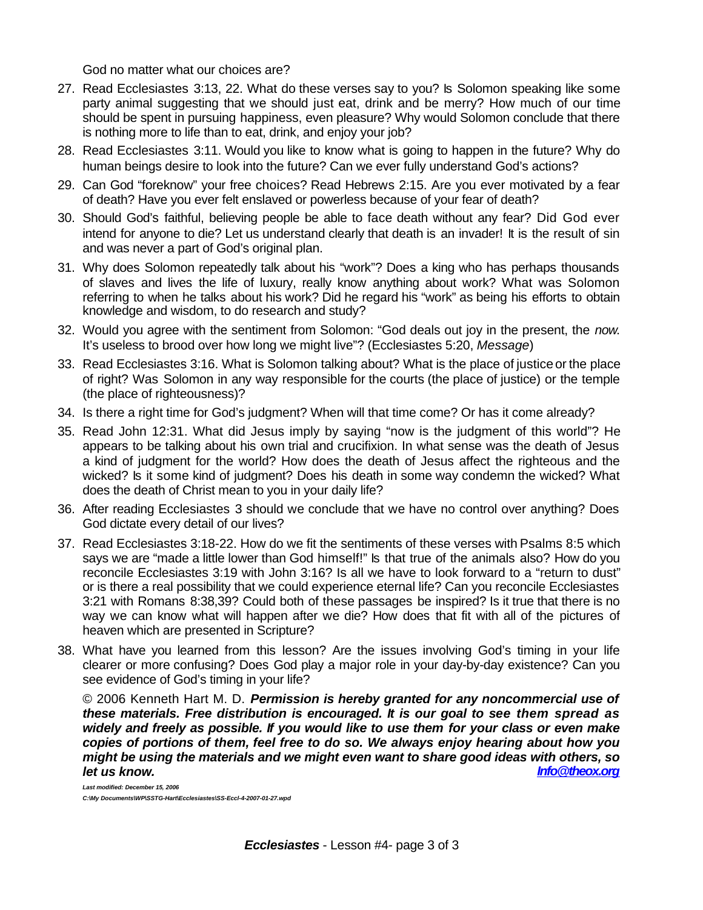God no matter what our choices are?

27. Read Ecclesiastes 3:13, 22. What do these verses say to you? Is Solomon speaking like some party animal suggesting that we should just eat, drink and be merry? How much of our time should be spent in pursuing happiness, even pleasure? Why would Solomon conclude that there is nothing more to life than to eat, drink, and enjoy your job?
28. Read Ecclesiastes 3:11. Would you like to know what is going to happen in the future? Why do human beings desire to look into the future? Can we ever fully understand God's actions?
29. Can God "foreknow" your free choices? Read Hebrews 2:15. Are you ever motivated by a fear of death? Have you ever felt enslaved or powerless because of your fear of death?
30. Should God's faithful, believing people be able to face death without any fear? Did God ever intend for anyone to die? Let us understand clearly that death is an invader! It is the result of sin and was never a part of God's original plan.
31. Why does Solomon repeatedly talk about his "work"? Does a king who has perhaps thousands of slaves and lives the life of luxury, really know anything about work? What was Solomon referring to when he talks about his work? Did he regard his "work" as being his efforts to obtain knowledge and wisdom, to do research and study?
32. Would you agree with the sentiment from Solomon: "God deals out joy in the present, the *now*. It's useless to brood over how long we might live"? (Ecclesiastes 5:20, *Message*)
33. Read Ecclesiastes 3:16. What is Solomon talking about? What is the place of justice or the place of right? Was Solomon in any way responsible for the courts (the place of justice) or the temple (the place of righteousness)?
34. Is there a right time for God's judgment? When will that time come? Or has it come already?
35. Read John 12:31. What did Jesus imply by saying "now is the judgment of this world"? He appears to be talking about his own trial and crucifixion. In what sense was the death of Jesus a kind of judgment for the world? How does the death of Jesus affect the righteous and the wicked? Is it some kind of judgment? Does his death in some way condemn the wicked? What does the death of Christ mean to you in your daily life?
36. After reading Ecclesiastes 3 should we conclude that we have no control over anything? Does God dictate every detail of our lives?
37. Read Ecclesiastes 3:18-22. How do we fit the sentiments of these verses with Psalms 8:5 which says we are "made a little lower than God himself!" Is that true of the animals also? How do you reconcile Ecclesiastes 3:19 with John 3:16? Is all we have to look forward to a "return to dust" or is there a real possibility that we could experience eternal life? Can you reconcile Ecclesiastes 3:21 with Romans 8:38,39? Could both of these passages be inspired? Is it true that there is no way we can know what will happen after we die? How does that fit with all of the pictures of heaven which are presented in Scripture?
38. What have you learned from this lesson? Are the issues involving God's timing in your life clearer or more confusing? Does God play a major role in your day-by-day existence? Can you see evidence of God's timing in your life?

© 2006 Kenneth Hart M. D. ***Permission is hereby granted for any noncommercial use of these materials. Free distribution is encouraged. It is our goal to see them spread as widely and freely as possible. If you would like to use them for your class or even make copies of portions of them, feel free to do so. We always enjoy hearing about how you might be using the materials and we might even want to share good ideas with others, so let us know.*** ***Info@theox.org***

***Last modified: December 15, 2006***
***C:\My Documents\WP\SSTG-Hart\Ecclesiastes\SS-Eccl-4-2007-01-27.wpd***